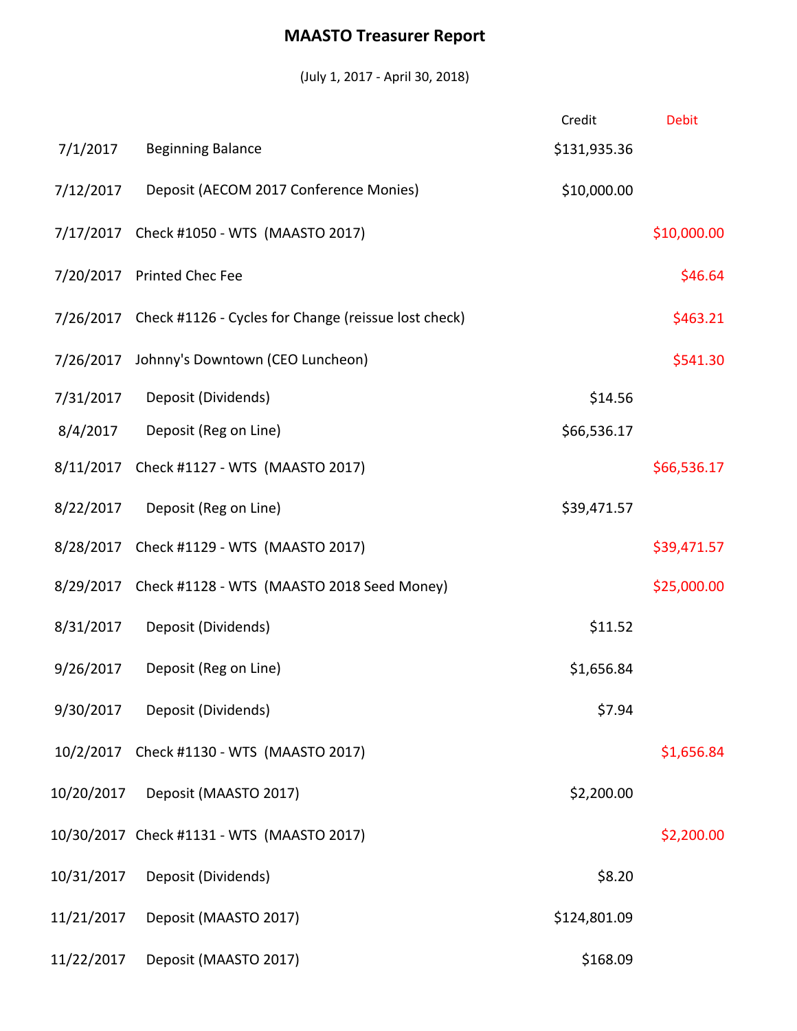# MAASTO Treasurer Report

(July 1, 2017 - April 30, 2018)

| Date | Description | Credit | Debit |
|---|---|---|---|
| 7/1/2017 | Beginning Balance | $131,935.36 | |
| 7/12/2017 | Deposit (AECOM 2017 Conference Monies) | $10,000.00 | |
| 7/17/2017 | Check #1050 - WTS (MAASTO 2017) | | $10,000.00 |
| 7/20/2017 | Printed Chec Fee | | $46.64 |
| 7/26/2017 | Check #1126 - Cycles for Change (reissue lost check) | | $463.21 |
| 7/26/2017 | Johnny's Downtown (CEO Luncheon) | | $541.30 |
| 7/31/2017 | Deposit (Dividends) | $14.56 | |
| 8/4/2017 | Deposit (Reg on Line) | $66,536.17 | |
| 8/11/2017 | Check #1127 - WTS (MAASTO 2017) | | $66,536.17 |
| 8/22/2017 | Deposit (Reg on Line) | $39,471.57 | |
| 8/28/2017 | Check #1129 - WTS (MAASTO 2017) | | $39,471.57 |
| 8/29/2017 | Check #1128 - WTS (MAASTO 2018 Seed Money) | | $25,000.00 |
| 8/31/2017 | Deposit (Dividends) | $11.52 | |
| 9/26/2017 | Deposit (Reg on Line) | $1,656.84 | |
| 9/30/2017 | Deposit (Dividends) | $7.94 | |
| 10/2/2017 | Check #1130 - WTS (MAASTO 2017) | | $1,656.84 |
| 10/20/2017 | Deposit (MAASTO 2017) | $2,200.00 | |
| 10/30/2017 | Check #1131 - WTS (MAASTO 2017) | | $2,200.00 |
| 10/31/2017 | Deposit (Dividends) | $8.20 | |
| 11/21/2017 | Deposit (MAASTO 2017) | $124,801.09 | |
| 11/22/2017 | Deposit (MAASTO 2017) | $168.09 | |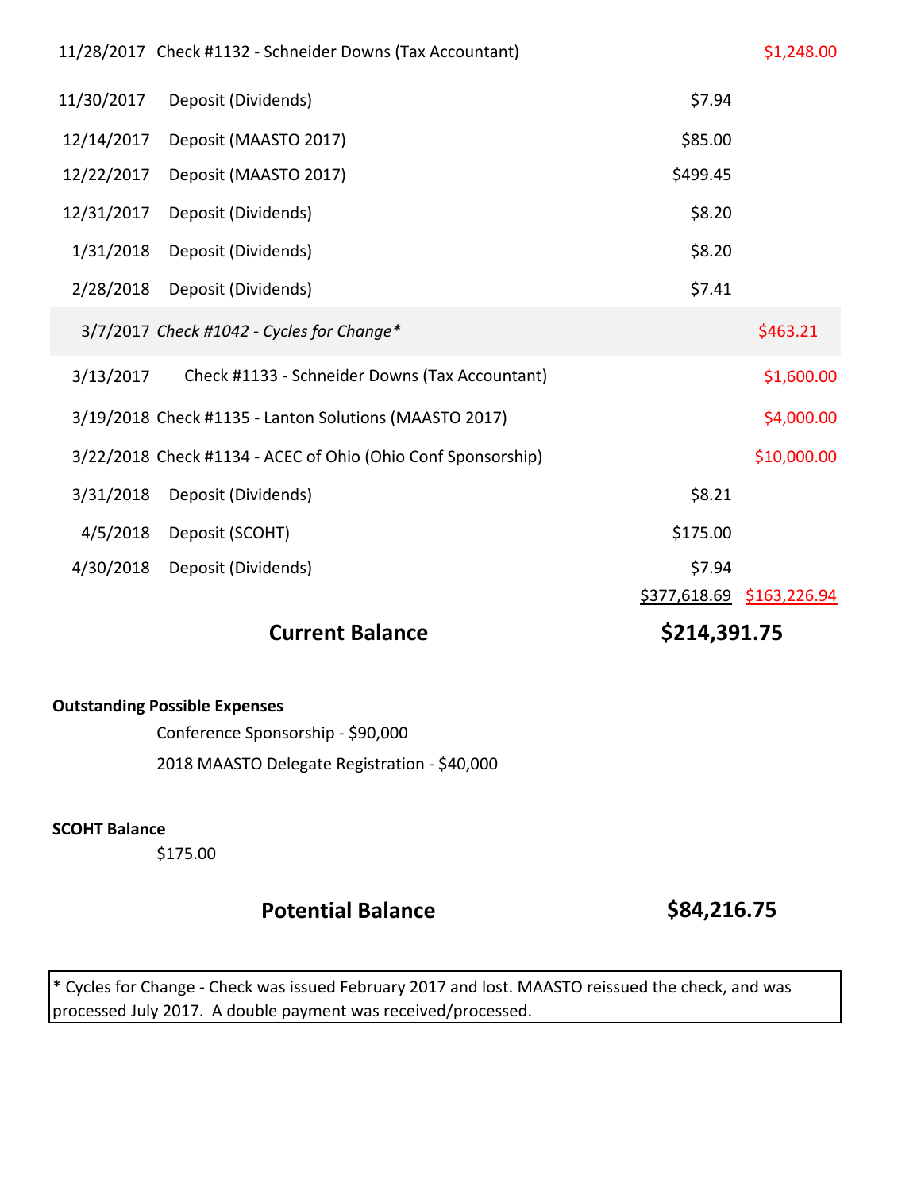| | | | |
|---|---|---|---|
| 11/28/2017 | Check #1132 - Schneider Downs (Tax Accountant) | | $1,248.00 |
| 11/30/2017 | Deposit (Dividends) | $7.94 | |
| 12/14/2017 | Deposit (MAASTO 2017) | $85.00 | |
| 12/22/2017 | Deposit (MAASTO 2017) | $499.45 | |
| 12/31/2017 | Deposit (Dividends) | $8.20 | |
| 1/31/2018 | Deposit (Dividends) | $8.20 | |
| 2/28/2018 | Deposit (Dividends) | $7.41 | |
| 3/7/2017 | *Check #1042 - Cycles for Change** | | $463.21 |
| 3/13/2017 | Check #1133 - Schneider Downs (Tax Accountant) | | $1,600.00 |
| 3/19/2018 | Check #1135 - Lanton Solutions (MAASTO 2017) | | $4,000.00 |
| 3/22/2018 | Check #1134 - ACEC of Ohio (Ohio Conf Sponsorship) | | $10,000.00 |
| 3/31/2018 | Deposit (Dividends) | $8.21 | |
| 4/5/2018 | Deposit (SCOHT) | $175.00 | |
| 4/30/2018 | Deposit (Dividends) | $7.94 | |
| | | $377,618.69 | $163,226.94 |

**Current Balance** **$214,391.75**

**Outstanding Possible Expenses**

Conference Sponsorship - $90,000

2018 MAASTO Delegate Registration - $40,000

**SCOHT Balance**

$175.00

**Potential Balance** **$84,216.75**

* Cycles for Change - Check was issued February 2017 and lost. MAASTO reissued the check, and was processed July 2017. A double payment was received/processed.